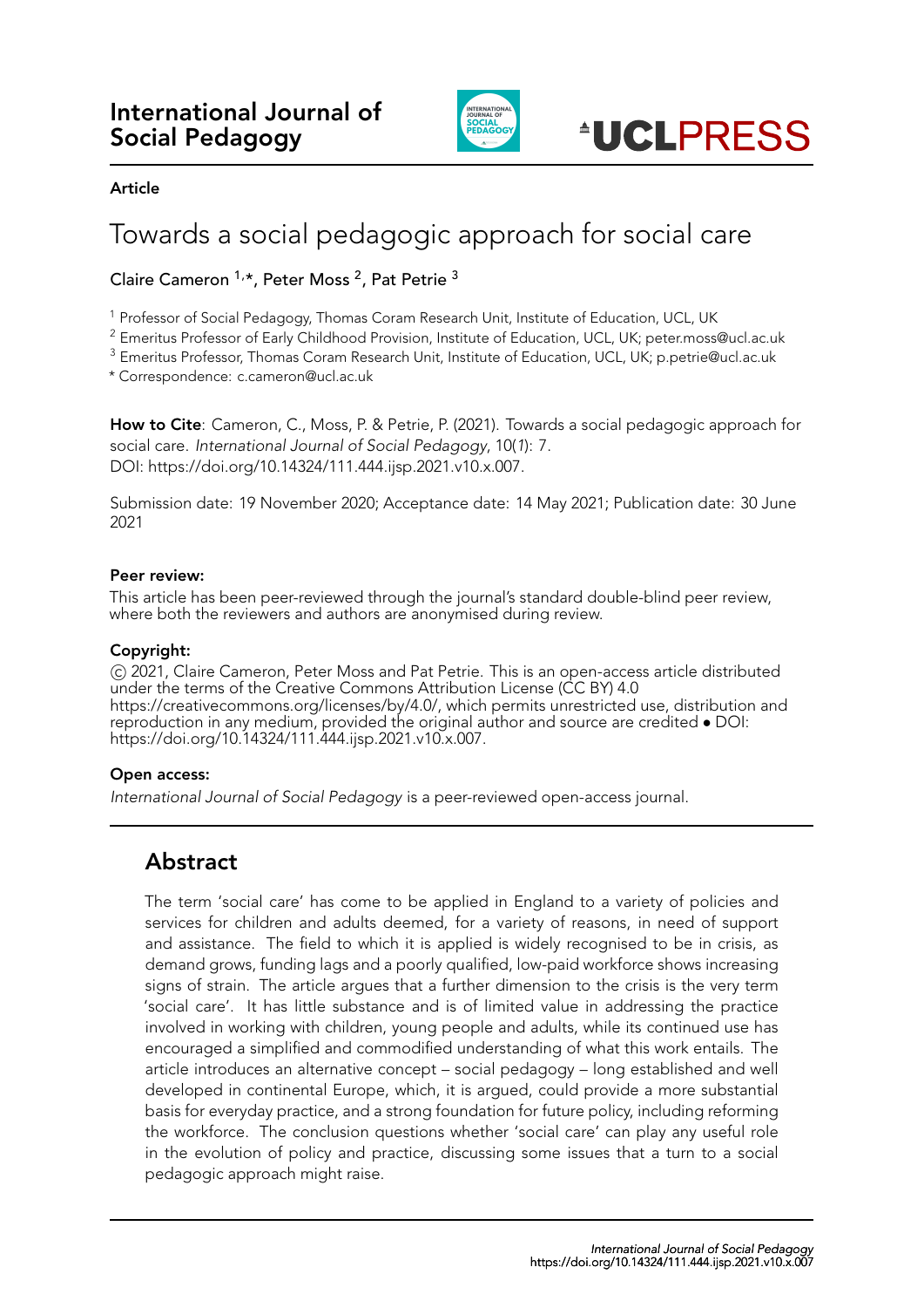International Journal of Social Pedagogy

**Article**

# Towards a social pedagogic approach for social care

Claire Cameron [1,*], Peter Moss [2], Pat Petrie [3]

[1] Professor of Social Pedagogy, Thomas Coram Research Unit, Institute of Education, UCL, UK
[2] Emeritus Professor of Early Childhood Provision, Institute of Education, UCL, UK; peter.moss@ucl.ac.uk
[3] Emeritus Professor, Thomas Coram Research Unit, Institute of Education, UCL, UK; p.petrie@ucl.ac.uk
* Correspondence: c.cameron@ucl.ac.uk

**How to Cite**: Cameron, C., Moss, P. & Petrie, P. (2021). Towards a social pedagogic approach for social care. *International Journal of Social Pedagogy*, 10(*1*): 7.
DOI: https://doi.org/10.14324/111.444.ijsp.2021.v10.x.007.

Submission date: 19 November 2020; Acceptance date: 14 May 2021; Publication date: 30 June 2021

**Peer review:**
This article has been peer-reviewed through the journal's standard double-blind peer review, where both the reviewers and authors are anonymised during review.

**Copyright:**
© 2021, Claire Cameron, Peter Moss and Pat Petrie. This is an open-access article distributed under the terms of the Creative Commons Attribution License (CC BY) 4.0 https://creativecommons.org/licenses/by/4.0/, which permits unrestricted use, distribution and reproduction in any medium, provided the original author and source are credited • DOI: https://doi.org/10.14324/111.444.ijsp.2021.v10.x.007.

**Open access:**
*International Journal of Social Pedagogy* is a peer-reviewed open-access journal.

## Abstract

The term 'social care' has come to be applied in England to a variety of policies and services for children and adults deemed, for a variety of reasons, in need of support and assistance. The field to which it is applied is widely recognised to be in crisis, as demand grows, funding lags and a poorly qualified, low-paid workforce shows increasing signs of strain. The article argues that a further dimension to the crisis is the very term 'social care'. It has little substance and is of limited value in addressing the practice involved in working with children, young people and adults, while its continued use has encouraged a simplified and commodified understanding of what this work entails. The article introduces an alternative concept – social pedagogy – long established and well developed in continental Europe, which, it is argued, could provide a more substantial basis for everyday practice, and a strong foundation for future policy, including reforming the workforce. The conclusion questions whether 'social care' can play any useful role in the evolution of policy and practice, discussing some issues that a turn to a social pedagogic approach might raise.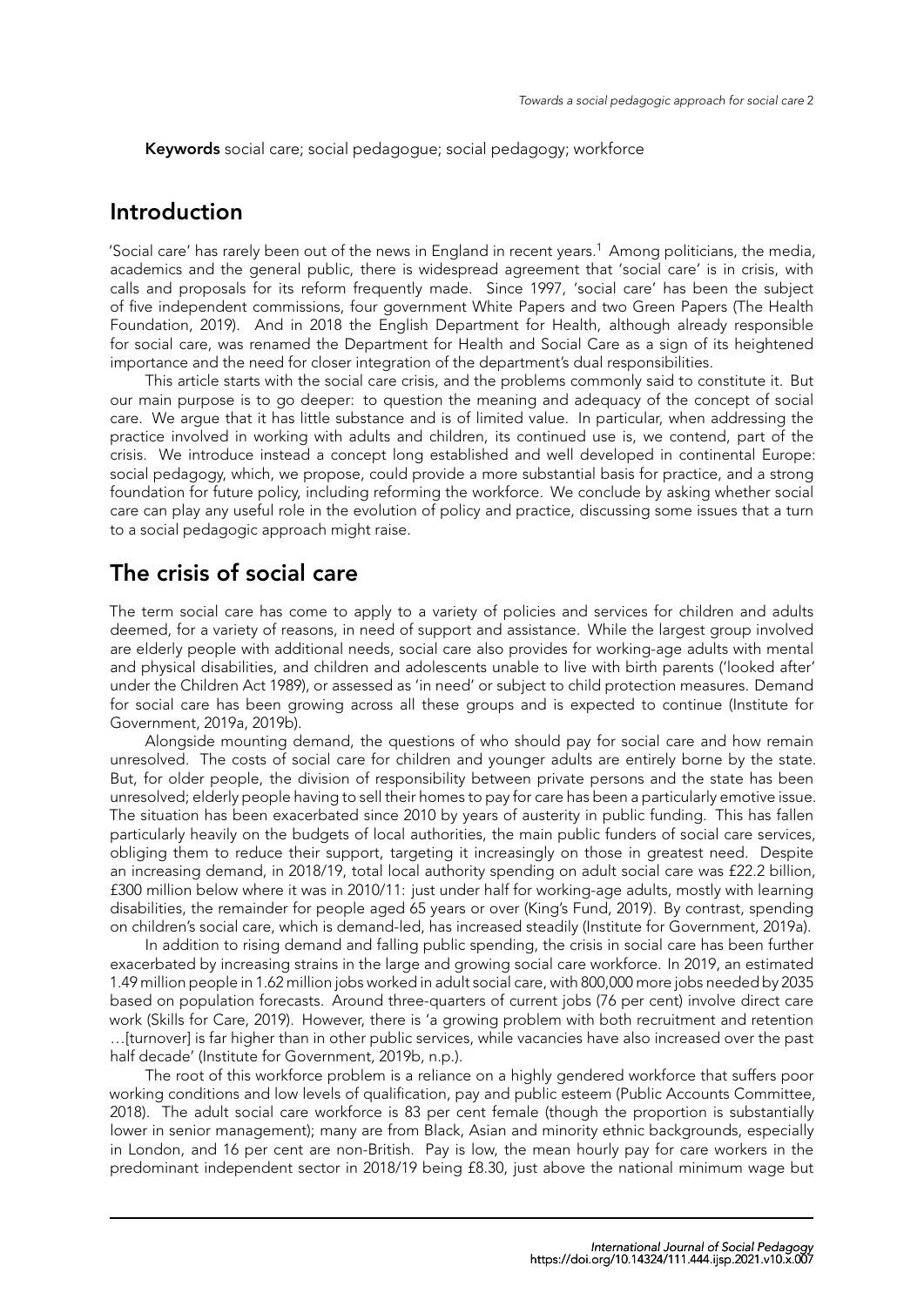**Keywords** social care; social pedagogue; social pedagogy; workforce

## Introduction

'Social care' has rarely been out of the news in England in recent years.[1] Among politicians, the media, academics and the general public, there is widespread agreement that 'social care' is in crisis, with calls and proposals for its reform frequently made. Since 1997, 'social care' has been the subject of five independent commissions, four government White Papers and two Green Papers (The Health Foundation, 2019). And in 2018 the English Department for Health, although already responsible for social care, was renamed the Department for Health and Social Care as a sign of its heightened importance and the need for closer integration of the department's dual responsibilities.

This article starts with the social care crisis, and the problems commonly said to constitute it. But our main purpose is to go deeper: to question the meaning and adequacy of the concept of social care. We argue that it has little substance and is of limited value. In particular, when addressing the practice involved in working with adults and children, its continued use is, we contend, part of the crisis. We introduce instead a concept long established and well developed in continental Europe: social pedagogy, which, we propose, could provide a more substantial basis for practice, and a strong foundation for future policy, including reforming the workforce. We conclude by asking whether social care can play any useful role in the evolution of policy and practice, discussing some issues that a turn to a social pedagogic approach might raise.

## The crisis of social care

The term social care has come to apply to a variety of policies and services for children and adults deemed, for a variety of reasons, in need of support and assistance. While the largest group involved are elderly people with additional needs, social care also provides for working-age adults with mental and physical disabilities, and children and adolescents unable to live with birth parents ('looked after' under the Children Act 1989), or assessed as 'in need' or subject to child protection measures. Demand for social care has been growing across all these groups and is expected to continue (Institute for Government, 2019a, 2019b).

Alongside mounting demand, the questions of who should pay for social care and how remain unresolved. The costs of social care for children and younger adults are entirely borne by the state. But, for older people, the division of responsibility between private persons and the state has been unresolved; elderly people having to sell their homes to pay for care has been a particularly emotive issue. The situation has been exacerbated since 2010 by years of austerity in public funding. This has fallen particularly heavily on the budgets of local authorities, the main public funders of social care services, obliging them to reduce their support, targeting it increasingly on those in greatest need. Despite an increasing demand, in 2018/19, total local authority spending on adult social care was £22.2 billion, £300 million below where it was in 2010/11: just under half for working-age adults, mostly with learning disabilities, the remainder for people aged 65 years or over (King's Fund, 2019). By contrast, spending on children's social care, which is demand-led, has increased steadily (Institute for Government, 2019a).

In addition to rising demand and falling public spending, the crisis in social care has been further exacerbated by increasing strains in the large and growing social care workforce. In 2019, an estimated 1.49 million people in 1.62 million jobs worked in adult social care, with 800,000 more jobs needed by 2035 based on population forecasts. Around three-quarters of current jobs (76 per cent) involve direct care work (Skills for Care, 2019). However, there is 'a growing problem with both recruitment and retention …[turnover] is far higher than in other public services, while vacancies have also increased over the past half decade' (Institute for Government, 2019b, n.p.).

The root of this workforce problem is a reliance on a highly gendered workforce that suffers poor working conditions and low levels of qualification, pay and public esteem (Public Accounts Committee, 2018). The adult social care workforce is 83 per cent female (though the proportion is substantially lower in senior management); many are from Black, Asian and minority ethnic backgrounds, especially in London, and 16 per cent are non-British. Pay is low, the mean hourly pay for care workers in the predominant independent sector in 2018/19 being £8.30, just above the national minimum wage but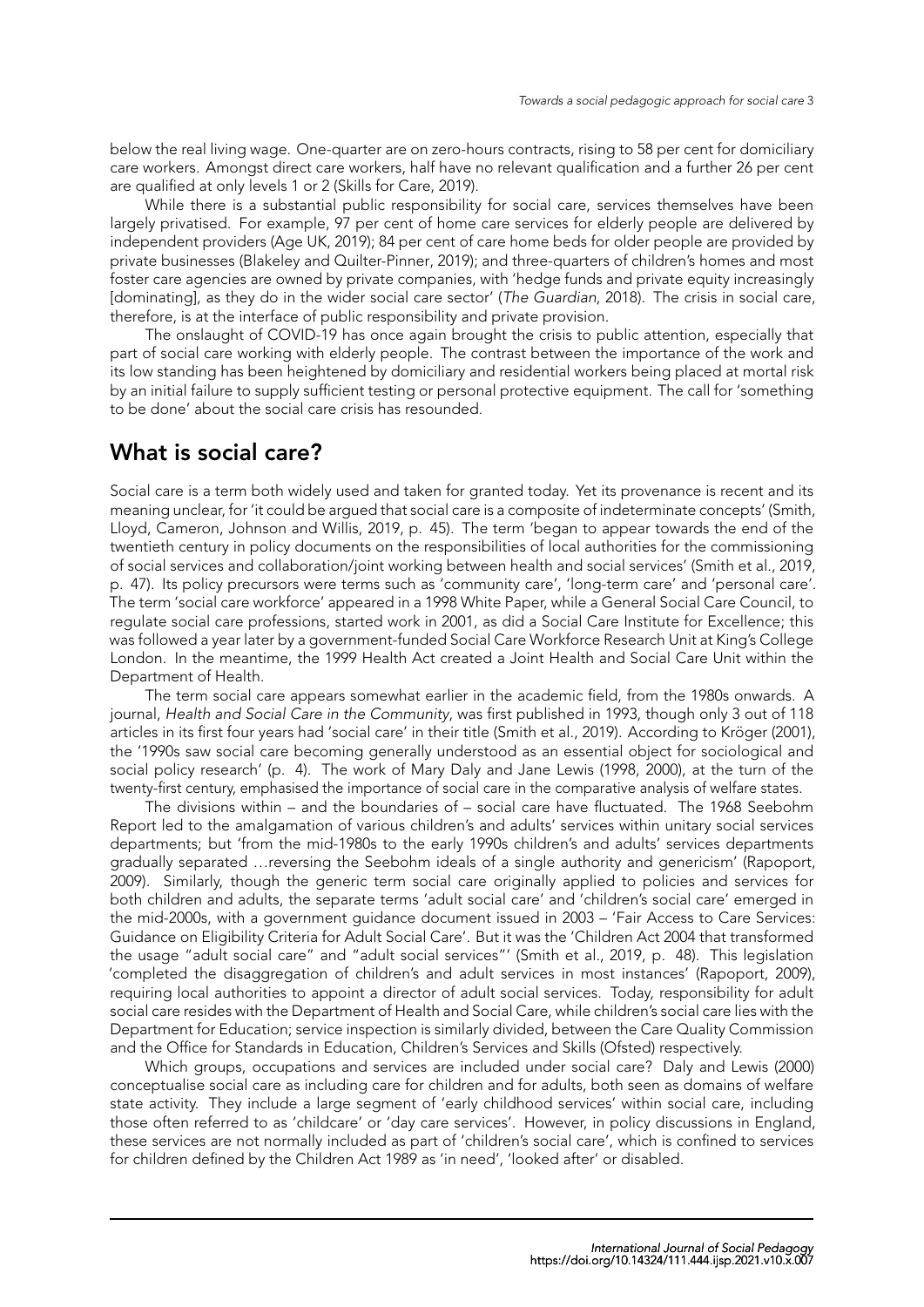below the real living wage. One-quarter are on zero-hours contracts, rising to 58 per cent for domiciliary care workers. Amongst direct care workers, half have no relevant qualification and a further 26 per cent are qualified at only levels 1 or 2 (Skills for Care, 2019).

While there is a substantial public responsibility for social care, services themselves have been largely privatised. For example, 97 per cent of home care services for elderly people are delivered by independent providers (Age UK, 2019); 84 per cent of care home beds for older people are provided by private businesses (Blakeley and Quilter-Pinner, 2019); and three-quarters of children's homes and most foster care agencies are owned by private companies, with 'hedge funds and private equity increasingly [dominating], as they do in the wider social care sector' (*The Guardian*, 2018). The crisis in social care, therefore, is at the interface of public responsibility and private provision.

The onslaught of COVID-19 has once again brought the crisis to public attention, especially that part of social care working with elderly people. The contrast between the importance of the work and its low standing has been heightened by domiciliary and residential workers being placed at mortal risk by an initial failure to supply sufficient testing or personal protective equipment. The call for 'something to be done' about the social care crisis has resounded.

## What is social care?

Social care is a term both widely used and taken for granted today. Yet its provenance is recent and its meaning unclear, for 'it could be argued that social care is a composite of indeterminate concepts' (Smith, Lloyd, Cameron, Johnson and Willis, 2019, p. 45). The term 'began to appear towards the end of the twentieth century in policy documents on the responsibilities of local authorities for the commissioning of social services and collaboration/joint working between health and social services' (Smith et al., 2019, p. 47). Its policy precursors were terms such as 'community care', 'long-term care' and 'personal care'. The term 'social care workforce' appeared in a 1998 White Paper, while a General Social Care Council, to regulate social care professions, started work in 2001, as did a Social Care Institute for Excellence; this was followed a year later by a government-funded Social Care Workforce Research Unit at King's College London. In the meantime, the 1999 Health Act created a Joint Health and Social Care Unit within the Department of Health.

The term social care appears somewhat earlier in the academic field, from the 1980s onwards. A journal, *Health and Social Care in the Community*, was first published in 1993, though only 3 out of 118 articles in its first four years had 'social care' in their title (Smith et al., 2019). According to Kröger (2001), the '1990s saw social care becoming generally understood as an essential object for sociological and social policy research' (p. 4). The work of Mary Daly and Jane Lewis (1998, 2000), at the turn of the twenty-first century, emphasised the importance of social care in the comparative analysis of welfare states.

The divisions within – and the boundaries of – social care have fluctuated. The 1968 Seebohm Report led to the amalgamation of various children's and adults' services within unitary social services departments; but 'from the mid-1980s to the early 1990s children's and adults' services departments gradually separated …reversing the Seebohm ideals of a single authority and genericism' (Rapoport, 2009). Similarly, though the generic term social care originally applied to policies and services for both children and adults, the separate terms 'adult social care' and 'children's social care' emerged in the mid-2000s, with a government guidance document issued in 2003 – 'Fair Access to Care Services: Guidance on Eligibility Criteria for Adult Social Care'. But it was the 'Children Act 2004 that transformed the usage "adult social care" and "adult social services"' (Smith et al., 2019, p. 48). This legislation 'completed the disaggregation of children's and adult services in most instances' (Rapoport, 2009), requiring local authorities to appoint a director of adult social services. Today, responsibility for adult social care resides with the Department of Health and Social Care, while children's social care lies with the Department for Education; service inspection is similarly divided, between the Care Quality Commission and the Office for Standards in Education, Children's Services and Skills (Ofsted) respectively.

Which groups, occupations and services are included under social care? Daly and Lewis (2000) conceptualise social care as including care for children and for adults, both seen as domains of welfare state activity. They include a large segment of 'early childhood services' within social care, including those often referred to as 'childcare' or 'day care services'. However, in policy discussions in England, these services are not normally included as part of 'children's social care', which is confined to services for children defined by the Children Act 1989 as 'in need', 'looked after' or disabled.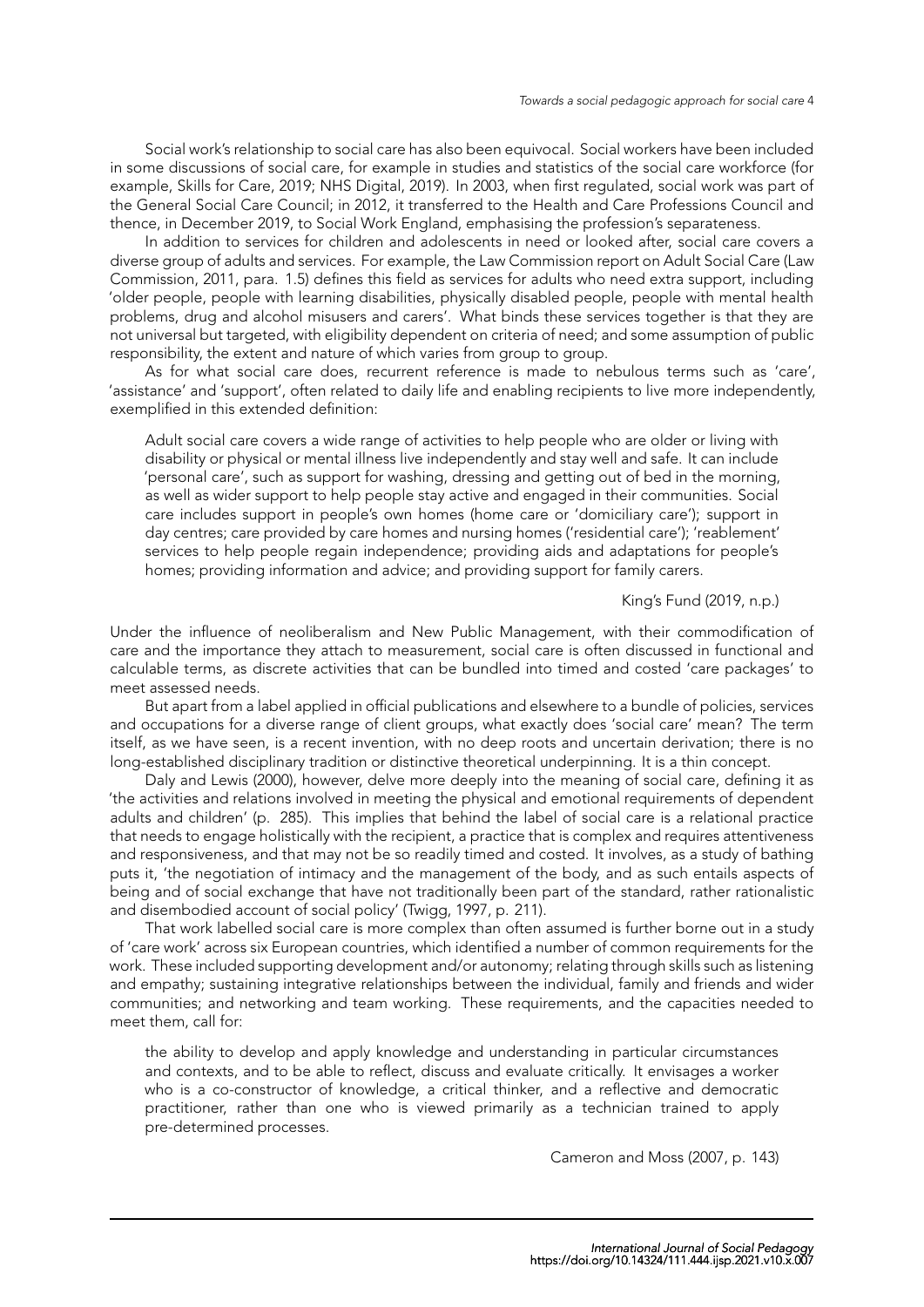Social work's relationship to social care has also been equivocal. Social workers have been included in some discussions of social care, for example in studies and statistics of the social care workforce (for example, Skills for Care, 2019; NHS Digital, 2019). In 2003, when first regulated, social work was part of the General Social Care Council; in 2012, it transferred to the Health and Care Professions Council and thence, in December 2019, to Social Work England, emphasising the profession's separateness.

In addition to services for children and adolescents in need or looked after, social care covers a diverse group of adults and services. For example, the Law Commission report on Adult Social Care (Law Commission, 2011, para. 1.5) defines this field as services for adults who need extra support, including 'older people, people with learning disabilities, physically disabled people, people with mental health problems, drug and alcohol misusers and carers'. What binds these services together is that they are not universal but targeted, with eligibility dependent on criteria of need; and some assumption of public responsibility, the extent and nature of which varies from group to group.

As for what social care does, recurrent reference is made to nebulous terms such as 'care', 'assistance' and 'support', often related to daily life and enabling recipients to live more independently, exemplified in this extended definition:

> Adult social care covers a wide range of activities to help people who are older or living with disability or physical or mental illness live independently and stay well and safe. It can include 'personal care', such as support for washing, dressing and getting out of bed in the morning, as well as wider support to help people stay active and engaged in their communities. Social care includes support in people's own homes (home care or 'domiciliary care'); support in day centres; care provided by care homes and nursing homes ('residential care'); 'reablement' services to help people regain independence; providing aids and adaptations for people's homes; providing information and advice; and providing support for family carers.
>
> King's Fund (2019, n.p.)

Under the influence of neoliberalism and New Public Management, with their commodification of care and the importance they attach to measurement, social care is often discussed in functional and calculable terms, as discrete activities that can be bundled into timed and costed 'care packages' to meet assessed needs.

But apart from a label applied in official publications and elsewhere to a bundle of policies, services and occupations for a diverse range of client groups, what exactly does 'social care' mean? The term itself, as we have seen, is a recent invention, with no deep roots and uncertain derivation; there is no long-established disciplinary tradition or distinctive theoretical underpinning. It is a thin concept.

Daly and Lewis (2000), however, delve more deeply into the meaning of social care, defining it as 'the activities and relations involved in meeting the physical and emotional requirements of dependent adults and children' (p. 285). This implies that behind the label of social care is a relational practice that needs to engage holistically with the recipient, a practice that is complex and requires attentiveness and responsiveness, and that may not be so readily timed and costed. It involves, as a study of bathing puts it, 'the negotiation of intimacy and the management of the body, and as such entails aspects of being and of social exchange that have not traditionally been part of the standard, rather rationalistic and disembodied account of social policy' (Twigg, 1997, p. 211).

That work labelled social care is more complex than often assumed is further borne out in a study of 'care work' across six European countries, which identified a number of common requirements for the work. These included supporting development and/or autonomy; relating through skills such as listening and empathy; sustaining integrative relationships between the individual, family and friends and wider communities; and networking and team working. These requirements, and the capacities needed to meet them, call for:

> the ability to develop and apply knowledge and understanding in particular circumstances and contexts, and to be able to reflect, discuss and evaluate critically. It envisages a worker who is a co-constructor of knowledge, a critical thinker, and a reflective and democratic practitioner, rather than one who is viewed primarily as a technician trained to apply pre-determined processes.
>
> Cameron and Moss (2007, p. 143)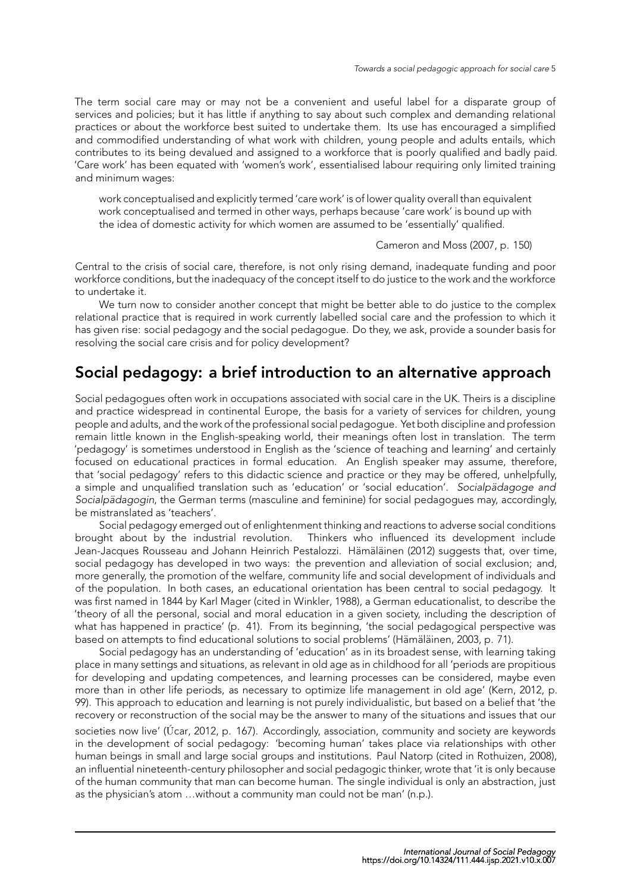The term social care may or may not be a convenient and useful label for a disparate group of services and policies; but it has little if anything to say about such complex and demanding relational practices or about the workforce best suited to undertake them. Its use has encouraged a simplified and commodified understanding of what work with children, young people and adults entails, which contributes to its being devalued and assigned to a workforce that is poorly qualified and badly paid. 'Care work' has been equated with 'women's work', essentialised labour requiring only limited training and minimum wages:

> work conceptualised and explicitly termed 'care work' is of lower quality overall than equivalent work conceptualised and termed in other ways, perhaps because 'care work' is bound up with the idea of domestic activity for which women are assumed to be 'essentially' qualified.
>
> Cameron and Moss (2007, p. 150)

Central to the crisis of social care, therefore, is not only rising demand, inadequate funding and poor workforce conditions, but the inadequacy of the concept itself to do justice to the work and the workforce to undertake it.

We turn now to consider another concept that might be better able to do justice to the complex relational practice that is required in work currently labelled social care and the profession to which it has given rise: social pedagogy and the social pedagogue. Do they, we ask, provide a sounder basis for resolving the social care crisis and for policy development?

## Social pedagogy: a brief introduction to an alternative approach

Social pedagogues often work in occupations associated with social care in the UK. Theirs is a discipline and practice widespread in continental Europe, the basis for a variety of services for children, young people and adults, and the work of the professional social pedagogue. Yet both discipline and profession remain little known in the English-speaking world, their meanings often lost in translation. The term 'pedagogy' is sometimes understood in English as the 'science of teaching and learning' and certainly focused on educational practices in formal education. An English speaker may assume, therefore, that 'social pedagogy' refers to this didactic science and practice or they may be offered, unhelpfully, a simple and unqualified translation such as 'education' or 'social education'. *Socialpädagoge and Socialpädagogin*, the German terms (masculine and feminine) for social pedagogues may, accordingly, be mistranslated as 'teachers'.

Social pedagogy emerged out of enlightenment thinking and reactions to adverse social conditions brought about by the industrial revolution. Thinkers who influenced its development include Jean-Jacques Rousseau and Johann Heinrich Pestalozzi. Hämäläinen (2012) suggests that, over time, social pedagogy has developed in two ways: the prevention and alleviation of social exclusion; and, more generally, the promotion of the welfare, community life and social development of individuals and of the population. In both cases, an educational orientation has been central to social pedagogy. It was first named in 1844 by Karl Mager (cited in Winkler, 1988), a German educationalist, to describe the 'theory of all the personal, social and moral education in a given society, including the description of what has happened in practice' (p. 41). From its beginning, 'the social pedagogical perspective was based on attempts to find educational solutions to social problems' (Hämäläinen, 2003, p. 71).

Social pedagogy has an understanding of 'education' as in its broadest sense, with learning taking place in many settings and situations, as relevant in old age as in childhood for all 'periods are propitious for developing and updating competences, and learning processes can be considered, maybe even more than in other life periods, as necessary to optimize life management in old age' (Kern, 2012, p. 99). This approach to education and learning is not purely individualistic, but based on a belief that 'the recovery or reconstruction of the social may be the answer to many of the situations and issues that our societies now live' (Úcar, 2012, p. 167). Accordingly, association, community and society are keywords in the development of social pedagogy: 'becoming human' takes place via relationships with other human beings in small and large social groups and institutions. Paul Natorp (cited in Rothuizen, 2008), an influential nineteenth-century philosopher and social pedagogic thinker, wrote that 'it is only because of the human community that man can become human. The single individual is only an abstraction, just as the physician's atom …without a community man could not be man' (n.p.).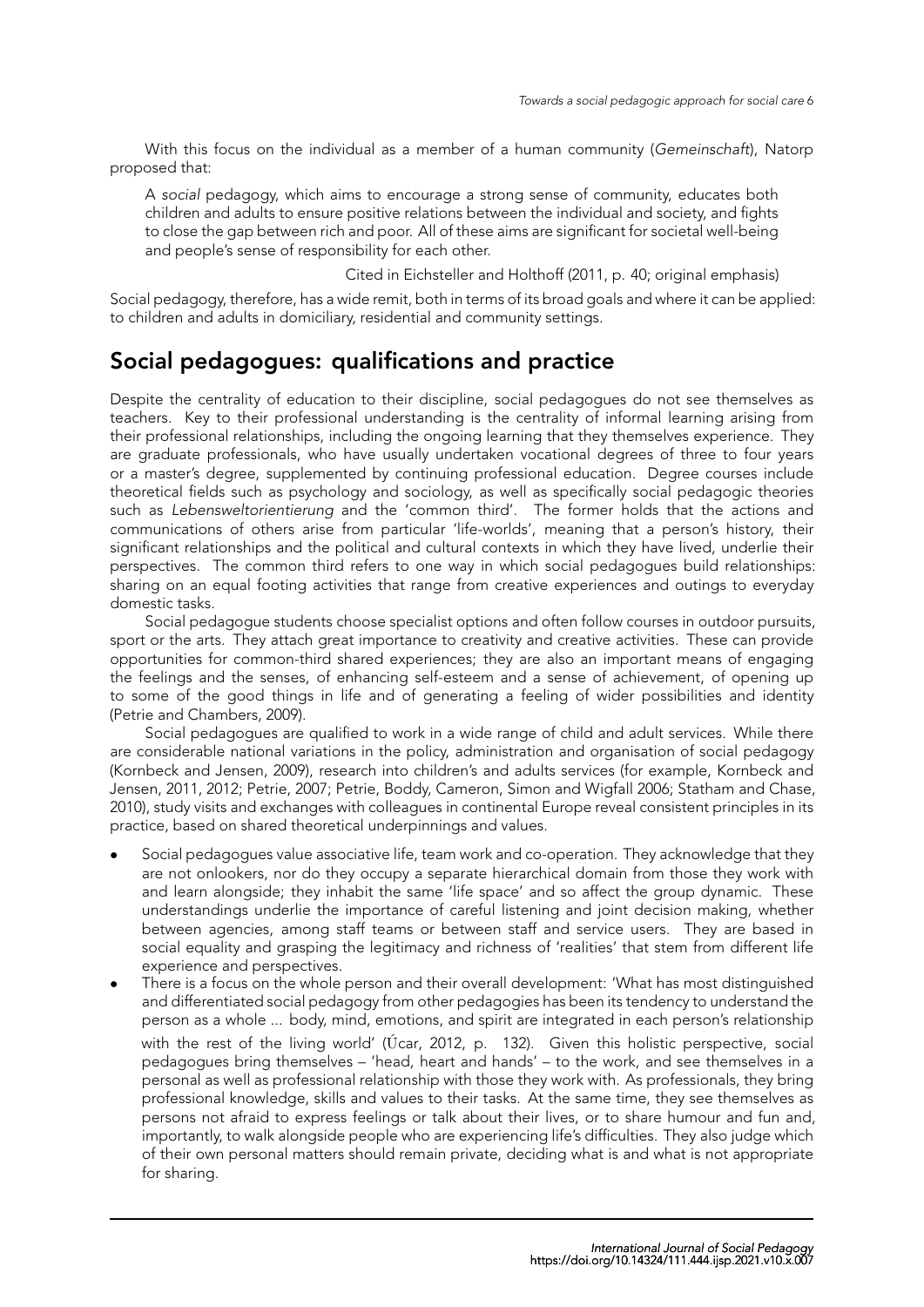With this focus on the individual as a member of a human community (*Gemeinschaft*), Natorp proposed that:

> A *social* pedagogy, which aims to encourage a strong sense of community, educates both children and adults to ensure positive relations between the individual and society, and fights to close the gap between rich and poor. All of these aims are significant for societal well-being and people's sense of responsibility for each other.
>
> Cited in Eichsteller and Holthoff (2011, p. 40; original emphasis)

Social pedagogy, therefore, has a wide remit, both in terms of its broad goals and where it can be applied: to children and adults in domiciliary, residential and community settings.

## Social pedagogues: qualifications and practice

Despite the centrality of education to their discipline, social pedagogues do not see themselves as teachers. Key to their professional understanding is the centrality of informal learning arising from their professional relationships, including the ongoing learning that they themselves experience. They are graduate professionals, who have usually undertaken vocational degrees of three to four years or a master's degree, supplemented by continuing professional education. Degree courses include theoretical fields such as psychology and sociology, as well as specifically social pedagogic theories such as *Lebensweltorientierung* and the 'common third'. The former holds that the actions and communications of others arise from particular 'life-worlds', meaning that a person's history, their significant relationships and the political and cultural contexts in which they have lived, underlie their perspectives. The common third refers to one way in which social pedagogues build relationships: sharing on an equal footing activities that range from creative experiences and outings to everyday domestic tasks.

Social pedagogue students choose specialist options and often follow courses in outdoor pursuits, sport or the arts. They attach great importance to creativity and creative activities. These can provide opportunities for common-third shared experiences; they are also an important means of engaging the feelings and the senses, of enhancing self-esteem and a sense of achievement, of opening up to some of the good things in life and of generating a feeling of wider possibilities and identity (Petrie and Chambers, 2009).

Social pedagogues are qualified to work in a wide range of child and adult services. While there are considerable national variations in the policy, administration and organisation of social pedagogy (Kornbeck and Jensen, 2009), research into children's and adults services (for example, Kornbeck and Jensen, 2011, 2012; Petrie, 2007; Petrie, Boddy, Cameron, Simon and Wigfall 2006; Statham and Chase, 2010), study visits and exchanges with colleagues in continental Europe reveal consistent principles in its practice, based on shared theoretical underpinnings and values.

- Social pedagogues value associative life, team work and co-operation. They acknowledge that they are not onlookers, nor do they occupy a separate hierarchical domain from those they work with and learn alongside; they inhabit the same 'life space' and so affect the group dynamic. These understandings underlie the importance of careful listening and joint decision making, whether between agencies, among staff teams or between staff and service users. They are based in social equality and grasping the legitimacy and richness of 'realities' that stem from different life experience and perspectives.
- There is a focus on the whole person and their overall development: 'What has most distinguished and differentiated social pedagogy from other pedagogies has been its tendency to understand the person as a whole ... body, mind, emotions, and spirit are integrated in each person's relationship with the rest of the living world' (Úcar, 2012, p. 132). Given this holistic perspective, social pedagogues bring themselves – 'head, heart and hands' – to the work, and see themselves in a personal as well as professional relationship with those they work with. As professionals, they bring professional knowledge, skills and values to their tasks. At the same time, they see themselves as persons not afraid to express feelings or talk about their lives, or to share humour and fun and, importantly, to walk alongside people who are experiencing life's difficulties. They also judge which of their own personal matters should remain private, deciding what is and what is not appropriate for sharing.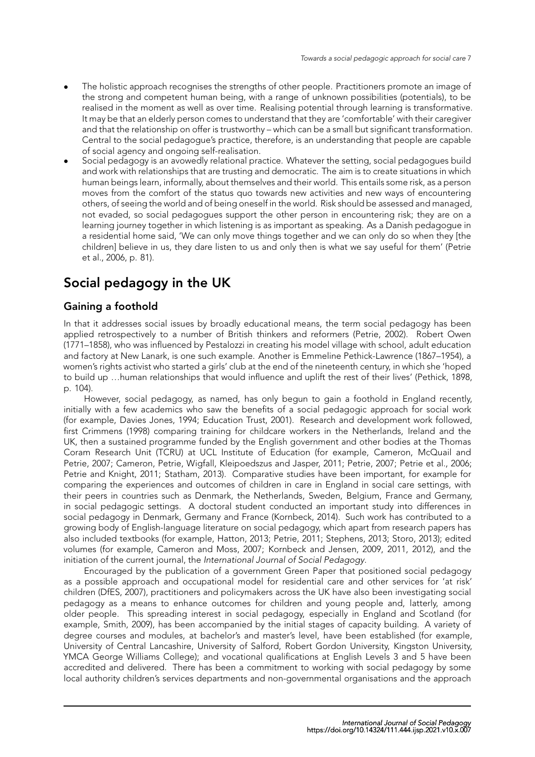- The holistic approach recognises the strengths of other people. Practitioners promote an image of the strong and competent human being, with a range of unknown possibilities (potentials), to be realised in the moment as well as over time. Realising potential through learning is transformative. It may be that an elderly person comes to understand that they are 'comfortable' with their caregiver and that the relationship on offer is trustworthy – which can be a small but significant transformation. Central to the social pedagogue's practice, therefore, is an understanding that people are capable of social agency and ongoing self-realisation.
- Social pedagogy is an avowedly relational practice. Whatever the setting, social pedagogues build and work with relationships that are trusting and democratic. The aim is to create situations in which human beings learn, informally, about themselves and their world. This entails some risk, as a person moves from the comfort of the status quo towards new activities and new ways of encountering others, of seeing the world and of being oneself in the world. Risk should be assessed and managed, not evaded, so social pedagogues support the other person in encountering risk; they are on a learning journey together in which listening is as important as speaking. As a Danish pedagogue in a residential home said, 'We can only move things together and we can only do so when they [the children] believe in us, they dare listen to us and only then is what we say useful for them' (Petrie et al., 2006, p. 81).

## Social pedagogy in the UK

### Gaining a foothold

In that it addresses social issues by broadly educational means, the term social pedagogy has been applied retrospectively to a number of British thinkers and reformers (Petrie, 2002). Robert Owen (1771–1858), who was influenced by Pestalozzi in creating his model village with school, adult education and factory at New Lanark, is one such example. Another is Emmeline Pethick-Lawrence (1867–1954), a women's rights activist who started a girls' club at the end of the nineteenth century, in which she 'hoped to build up …human relationships that would influence and uplift the rest of their lives' (Pethick, 1898, p. 104).

However, social pedagogy, as named, has only begun to gain a foothold in England recently, initially with a few academics who saw the benefits of a social pedagogic approach for social work (for example, Davies Jones, 1994; Education Trust, 2001). Research and development work followed, first Crimmens (1998) comparing training for childcare workers in the Netherlands, Ireland and the UK, then a sustained programme funded by the English government and other bodies at the Thomas Coram Research Unit (TCRU) at UCL Institute of Education (for example, Cameron, McQuail and Petrie, 2007; Cameron, Petrie, Wigfall, Kleipoedszus and Jasper, 2011; Petrie, 2007; Petrie et al., 2006; Petrie and Knight, 2011; Statham, 2013). Comparative studies have been important, for example for comparing the experiences and outcomes of children in care in England in social care settings, with their peers in countries such as Denmark, the Netherlands, Sweden, Belgium, France and Germany, in social pedagogic settings. A doctoral student conducted an important study into differences in social pedagogy in Denmark, Germany and France (Kornbeck, 2014). Such work has contributed to a growing body of English-language literature on social pedagogy, which apart from research papers has also included textbooks (for example, Hatton, 2013; Petrie, 2011; Stephens, 2013; Storo, 2013); edited volumes (for example, Cameron and Moss, 2007; Kornbeck and Jensen, 2009, 2011, 2012), and the initiation of the current journal, the *International Journal of Social Pedagogy*.

Encouraged by the publication of a government Green Paper that positioned social pedagogy as a possible approach and occupational model for residential care and other services for 'at risk' children (DfES, 2007), practitioners and policymakers across the UK have also been investigating social pedagogy as a means to enhance outcomes for children and young people and, latterly, among older people. This spreading interest in social pedagogy, especially in England and Scotland (for example, Smith, 2009), has been accompanied by the initial stages of capacity building. A variety of degree courses and modules, at bachelor's and master's level, have been established (for example, University of Central Lancashire, University of Salford, Robert Gordon University, Kingston University, YMCA George Williams College); and vocational qualifications at English Levels 3 and 5 have been accredited and delivered. There has been a commitment to working with social pedagogy by some local authority children's services departments and non-governmental organisations and the approach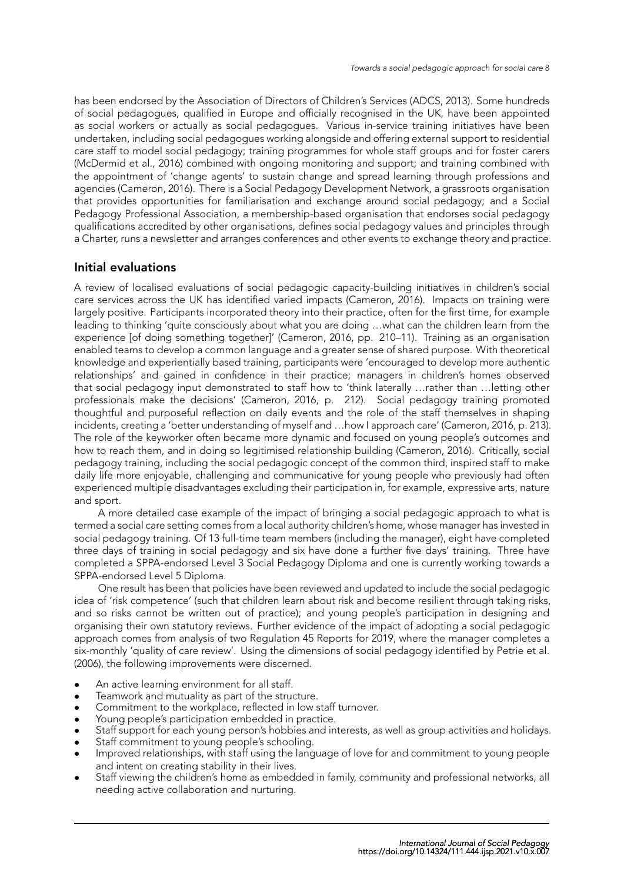has been endorsed by the Association of Directors of Children's Services (ADCS, 2013). Some hundreds of social pedagogues, qualified in Europe and officially recognised in the UK, have been appointed as social workers or actually as social pedagogues. Various in-service training initiatives have been undertaken, including social pedagogues working alongside and offering external support to residential care staff to model social pedagogy; training programmes for whole staff groups and for foster carers (McDermid et al., 2016) combined with ongoing monitoring and support; and training combined with the appointment of 'change agents' to sustain change and spread learning through professions and agencies (Cameron, 2016). There is a Social Pedagogy Development Network, a grassroots organisation that provides opportunities for familiarisation and exchange around social pedagogy; and a Social Pedagogy Professional Association, a membership-based organisation that endorses social pedagogy qualifications accredited by other organisations, defines social pedagogy values and principles through a Charter, runs a newsletter and arranges conferences and other events to exchange theory and practice.

## Initial evaluations

A review of localised evaluations of social pedagogic capacity-building initiatives in children's social care services across the UK has identified varied impacts (Cameron, 2016). Impacts on training were largely positive. Participants incorporated theory into their practice, often for the first time, for example leading to thinking 'quite consciously about what you are doing …what can the children learn from the experience [of doing something together]' (Cameron, 2016, pp. 210–11). Training as an organisation enabled teams to develop a common language and a greater sense of shared purpose. With theoretical knowledge and experientially based training, participants were 'encouraged to develop more authentic relationships' and gained in confidence in their practice; managers in children's homes observed that social pedagogy input demonstrated to staff how to 'think laterally …rather than …letting other professionals make the decisions' (Cameron, 2016, p. 212). Social pedagogy training promoted thoughtful and purposeful reflection on daily events and the role of the staff themselves in shaping incidents, creating a 'better understanding of myself and …how I approach care' (Cameron, 2016, p. 213). The role of the keyworker often became more dynamic and focused on young people's outcomes and how to reach them, and in doing so legitimised relationship building (Cameron, 2016). Critically, social pedagogy training, including the social pedagogic concept of the common third, inspired staff to make daily life more enjoyable, challenging and communicative for young people who previously had often experienced multiple disadvantages excluding their participation in, for example, expressive arts, nature and sport.

A more detailed case example of the impact of bringing a social pedagogic approach to what is termed a social care setting comes from a local authority children's home, whose manager has invested in social pedagogy training. Of 13 full-time team members (including the manager), eight have completed three days of training in social pedagogy and six have done a further five days' training. Three have completed a SPPA-endorsed Level 3 Social Pedagogy Diploma and one is currently working towards a SPPA-endorsed Level 5 Diploma.

One result has been that policies have been reviewed and updated to include the social pedagogic idea of 'risk competence' (such that children learn about risk and become resilient through taking risks, and so risks cannot be written out of practice); and young people's participation in designing and organising their own statutory reviews. Further evidence of the impact of adopting a social pedagogic approach comes from analysis of two Regulation 45 Reports for 2019, where the manager completes a six-monthly 'quality of care review'. Using the dimensions of social pedagogy identified by Petrie et al. (2006), the following improvements were discerned.

- An active learning environment for all staff.
- Teamwork and mutuality as part of the structure.
- Commitment to the workplace, reflected in low staff turnover.
- Young people's participation embedded in practice.
- Staff support for each young person's hobbies and interests, as well as group activities and holidays.
- Staff commitment to young people's schooling.
- Improved relationships, with staff using the language of love for and commitment to young people and intent on creating stability in their lives.
- Staff viewing the children's home as embedded in family, community and professional networks, all needing active collaboration and nurturing.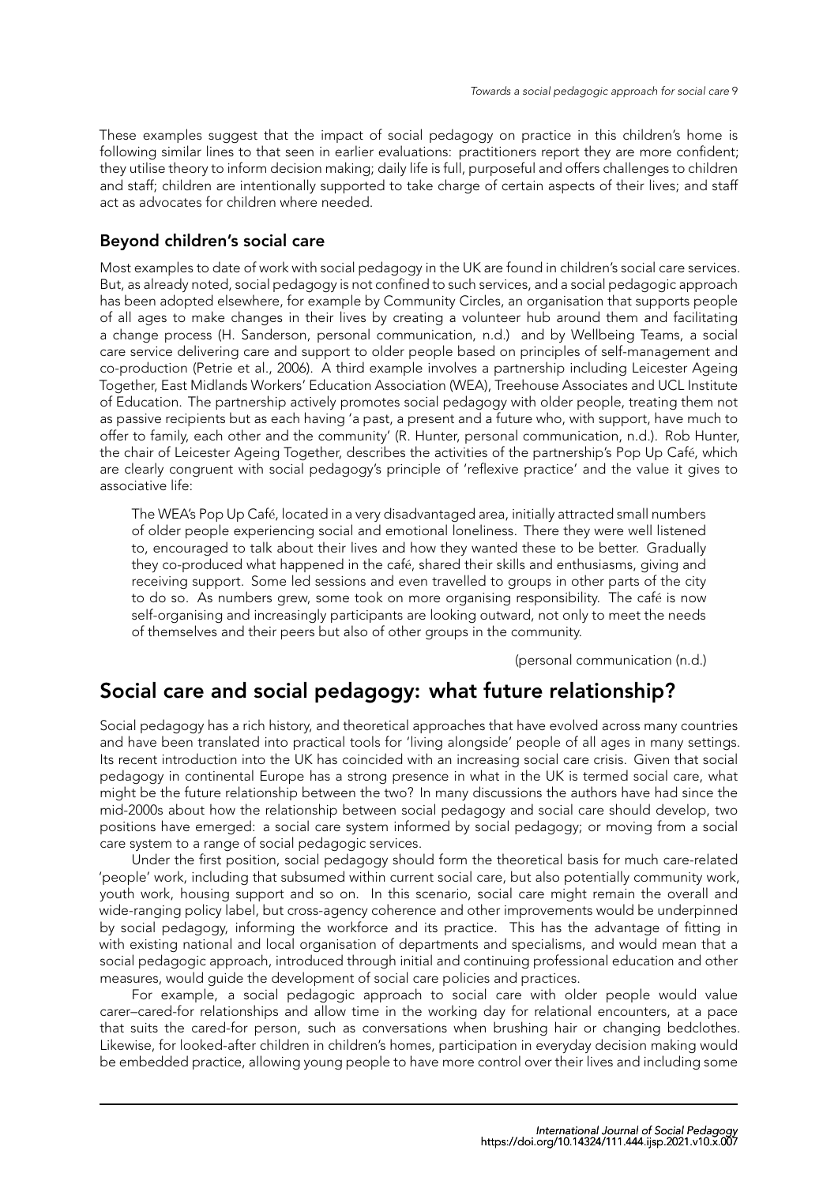These examples suggest that the impact of social pedagogy on practice in this children's home is following similar lines to that seen in earlier evaluations: practitioners report they are more confident; they utilise theory to inform decision making; daily life is full, purposeful and offers challenges to children and staff; children are intentionally supported to take charge of certain aspects of their lives; and staff act as advocates for children where needed.

### Beyond children's social care

Most examples to date of work with social pedagogy in the UK are found in children's social care services. But, as already noted, social pedagogy is not confined to such services, and a social pedagogic approach has been adopted elsewhere, for example by Community Circles, an organisation that supports people of all ages to make changes in their lives by creating a volunteer hub around them and facilitating a change process (H. Sanderson, personal communication, n.d.) and by Wellbeing Teams, a social care service delivering care and support to older people based on principles of self-management and co-production (Petrie et al., 2006). A third example involves a partnership including Leicester Ageing Together, East Midlands Workers' Education Association (WEA), Treehouse Associates and UCL Institute of Education. The partnership actively promotes social pedagogy with older people, treating them not as passive recipients but as each having 'a past, a present and a future who, with support, have much to offer to family, each other and the community' (R. Hunter, personal communication, n.d.). Rob Hunter, the chair of Leicester Ageing Together, describes the activities of the partnership's Pop Up Café, which are clearly congruent with social pedagogy's principle of 'reflexive practice' and the value it gives to associative life:

> The WEA's Pop Up Café, located in a very disadvantaged area, initially attracted small numbers of older people experiencing social and emotional loneliness. There they were well listened to, encouraged to talk about their lives and how they wanted these to be better. Gradually they co-produced what happened in the café, shared their skills and enthusiasms, giving and receiving support. Some led sessions and even travelled to groups in other parts of the city to do so. As numbers grew, some took on more organising responsibility. The café is now self-organising and increasingly participants are looking outward, not only to meet the needs of themselves and their peers but also of other groups in the community.
>
> (personal communication (n.d.)

## Social care and social pedagogy: what future relationship?

Social pedagogy has a rich history, and theoretical approaches that have evolved across many countries and have been translated into practical tools for 'living alongside' people of all ages in many settings. Its recent introduction into the UK has coincided with an increasing social care crisis. Given that social pedagogy in continental Europe has a strong presence in what in the UK is termed social care, what might be the future relationship between the two? In many discussions the authors have had since the mid-2000s about how the relationship between social pedagogy and social care should develop, two positions have emerged: a social care system informed by social pedagogy; or moving from a social care system to a range of social pedagogic services.

Under the first position, social pedagogy should form the theoretical basis for much care-related 'people' work, including that subsumed within current social care, but also potentially community work, youth work, housing support and so on. In this scenario, social care might remain the overall and wide-ranging policy label, but cross-agency coherence and other improvements would be underpinned by social pedagogy, informing the workforce and its practice. This has the advantage of fitting in with existing national and local organisation of departments and specialisms, and would mean that a social pedagogic approach, introduced through initial and continuing professional education and other measures, would guide the development of social care policies and practices.

For example, a social pedagogic approach to social care with older people would value carer–cared-for relationships and allow time in the working day for relational encounters, at a pace that suits the cared-for person, such as conversations when brushing hair or changing bedclothes. Likewise, for looked-after children in children's homes, participation in everyday decision making would be embedded practice, allowing young people to have more control over their lives and including some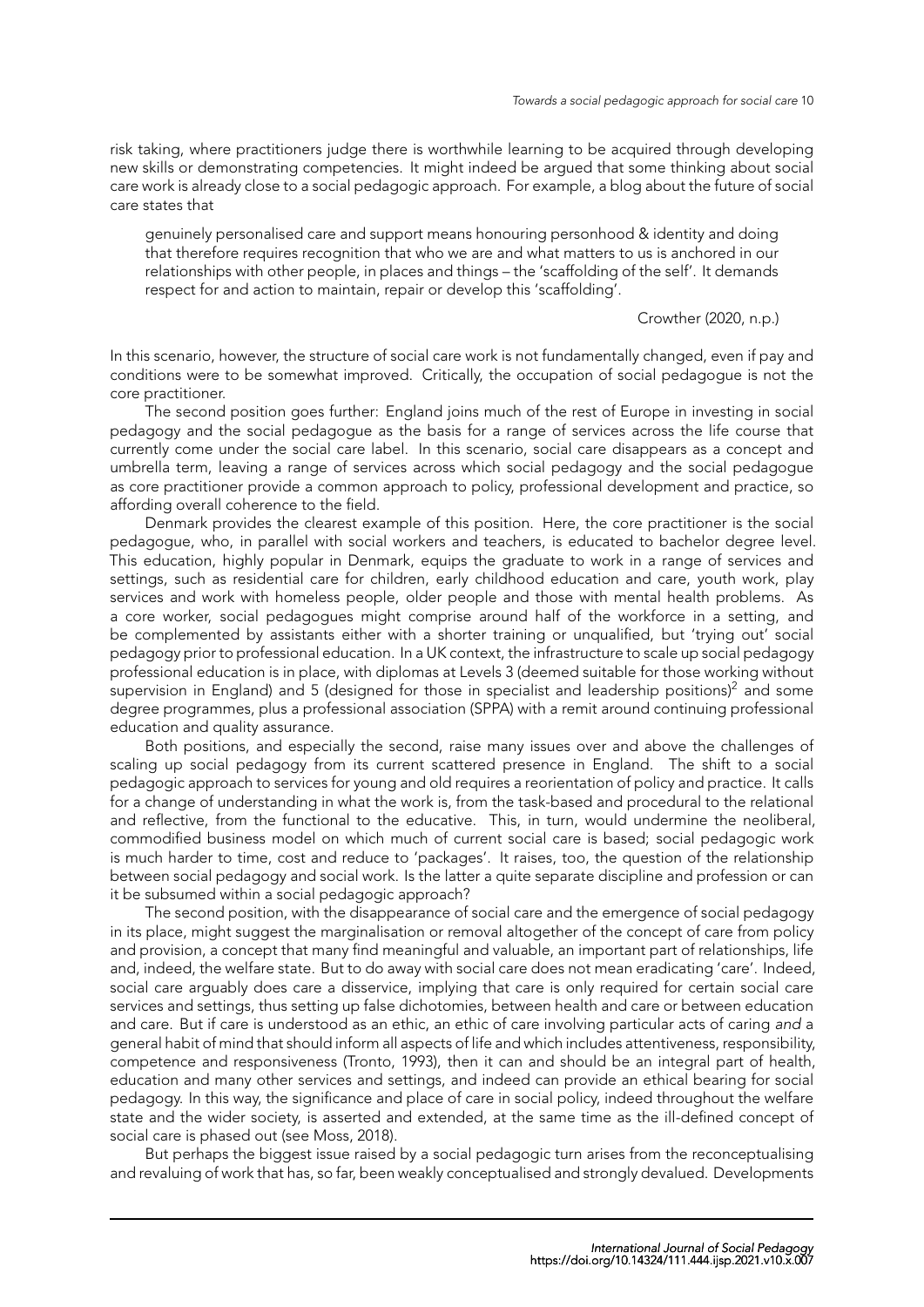risk taking, where practitioners judge there is worthwhile learning to be acquired through developing new skills or demonstrating competencies. It might indeed be argued that some thinking about social care work is already close to a social pedagogic approach. For example, a blog about the future of social care states that

> genuinely personalised care and support means honouring personhood & identity and doing that therefore requires recognition that who we are and what matters to us is anchored in our relationships with other people, in places and things – the 'scaffolding of the self'. It demands respect for and action to maintain, repair or develop this 'scaffolding'.
>
> Crowther (2020, n.p.)

In this scenario, however, the structure of social care work is not fundamentally changed, even if pay and conditions were to be somewhat improved. Critically, the occupation of social pedagogue is not the core practitioner.

The second position goes further: England joins much of the rest of Europe in investing in social pedagogy and the social pedagogue as the basis for a range of services across the life course that currently come under the social care label. In this scenario, social care disappears as a concept and umbrella term, leaving a range of services across which social pedagogy and the social pedagogue as core practitioner provide a common approach to policy, professional development and practice, so affording overall coherence to the field.

Denmark provides the clearest example of this position. Here, the core practitioner is the social pedagogue, who, in parallel with social workers and teachers, is educated to bachelor degree level. This education, highly popular in Denmark, equips the graduate to work in a range of services and settings, such as residential care for children, early childhood education and care, youth work, play services and work with homeless people, older people and those with mental health problems. As a core worker, social pedagogues might comprise around half of the workforce in a setting, and be complemented by assistants either with a shorter training or unqualified, but 'trying out' social pedagogy prior to professional education. In a UK context, the infrastructure to scale up social pedagogy professional education is in place, with diplomas at Levels 3 (deemed suitable for those working without supervision in England) and 5 (designed for those in specialist and leadership positions)[2] and some degree programmes, plus a professional association (SPPA) with a remit around continuing professional education and quality assurance.

Both positions, and especially the second, raise many issues over and above the challenges of scaling up social pedagogy from its current scattered presence in England. The shift to a social pedagogic approach to services for young and old requires a reorientation of policy and practice. It calls for a change of understanding in what the work is, from the task-based and procedural to the relational and reflective, from the functional to the educative. This, in turn, would undermine the neoliberal, commodified business model on which much of current social care is based; social pedagogic work is much harder to time, cost and reduce to 'packages'. It raises, too, the question of the relationship between social pedagogy and social work. Is the latter a quite separate discipline and profession or can it be subsumed within a social pedagogic approach?

The second position, with the disappearance of social care and the emergence of social pedagogy in its place, might suggest the marginalisation or removal altogether of the concept of care from policy and provision, a concept that many find meaningful and valuable, an important part of relationships, life and, indeed, the welfare state. But to do away with social care does not mean eradicating 'care'. Indeed, social care arguably does care a disservice, implying that care is only required for certain social care services and settings, thus setting up false dichotomies, between health and care or between education and care. But if care is understood as an ethic, an ethic of care involving particular acts of caring *and* a general habit of mind that should inform all aspects of life and which includes attentiveness, responsibility, competence and responsiveness (Tronto, 1993), then it can and should be an integral part of health, education and many other services and settings, and indeed can provide an ethical bearing for social pedagogy. In this way, the significance and place of care in social policy, indeed throughout the welfare state and the wider society, is asserted and extended, at the same time as the ill-defined concept of social care is phased out (see Moss, 2018).

But perhaps the biggest issue raised by a social pedagogic turn arises from the reconceptualising and revaluing of work that has, so far, been weakly conceptualised and strongly devalued. Developments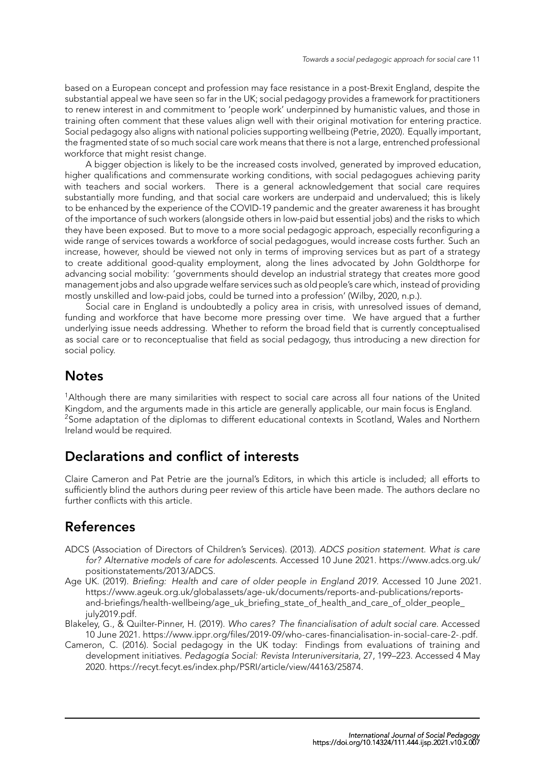based on a European concept and profession may face resistance in a post-Brexit England, despite the substantial appeal we have seen so far in the UK; social pedagogy provides a framework for practitioners to renew interest in and commitment to 'people work' underpinned by humanistic values, and those in training often comment that these values align well with their original motivation for entering practice. Social pedagogy also aligns with national policies supporting wellbeing (Petrie, 2020). Equally important, the fragmented state of so much social care work means that there is not a large, entrenched professional workforce that might resist change.

A bigger objection is likely to be the increased costs involved, generated by improved education, higher qualifications and commensurate working conditions, with social pedagogues achieving parity with teachers and social workers. There is a general acknowledgement that social care requires substantially more funding, and that social care workers are underpaid and undervalued; this is likely to be enhanced by the experience of the COVID-19 pandemic and the greater awareness it has brought of the importance of such workers (alongside others in low-paid but essential jobs) and the risks to which they have been exposed. But to move to a more social pedagogic approach, especially reconfiguring a wide range of services towards a workforce of social pedagogues, would increase costs further. Such an increase, however, should be viewed not only in terms of improving services but as part of a strategy to create additional good-quality employment, along the lines advocated by John Goldthorpe for advancing social mobility: 'governments should develop an industrial strategy that creates more good management jobs and also upgrade welfare services such as old people's care which, instead of providing mostly unskilled and low-paid jobs, could be turned into a profession' (Wilby, 2020, n.p.).

Social care in England is undoubtedly a policy area in crisis, with unresolved issues of demand, funding and workforce that have become more pressing over time. We have argued that a further underlying issue needs addressing. Whether to reform the broad field that is currently conceptualised as social care or to reconceptualise that field as social pedagogy, thus introducing a new direction for social policy.

## Notes

[1]Although there are many similarities with respect to social care across all four nations of the United Kingdom, and the arguments made in this article are generally applicable, our main focus is England.
[2]Some adaptation of the diplomas to different educational contexts in Scotland, Wales and Northern Ireland would be required.

## Declarations and conflict of interests

Claire Cameron and Pat Petrie are the journal's Editors, in which this article is included; all efforts to sufficiently blind the authors during peer review of this article have been made. The authors declare no further conflicts with this article.

## References

ADCS (Association of Directors of Children's Services). (2013). *ADCS position statement. What is care for? Alternative models of care for adolescents*. Accessed 10 June 2021. https://www.adcs.org.uk/positionstatements/2013/ADCS.

Age UK. (2019). *Briefing: Health and care of older people in England 2019*. Accessed 10 June 2021. https://www.ageuk.org.uk/globalassets/age-uk/documents/reports-and-publications/reports-and-briefings/health-wellbeing/age_uk_briefing_state_of_health_and_care_of_older_people_july2019.pdf.

Blakeley, G., & Quilter-Pinner, H. (2019). *Who cares? The financialisation of adult social care*. Accessed 10 June 2021. https://www.ippr.org/files/2019-09/who-cares-financialisation-in-social-care-2-.pdf.

Cameron, C. (2016). Social pedagogy in the UK today: Findings from evaluations of training and development initiatives. *Pedagogía Social: Revista Interuniversitaria*, 27, 199–223. Accessed 4 May 2020. https://recyt.fecyt.es/index.php/PSRI/article/view/44163/25874.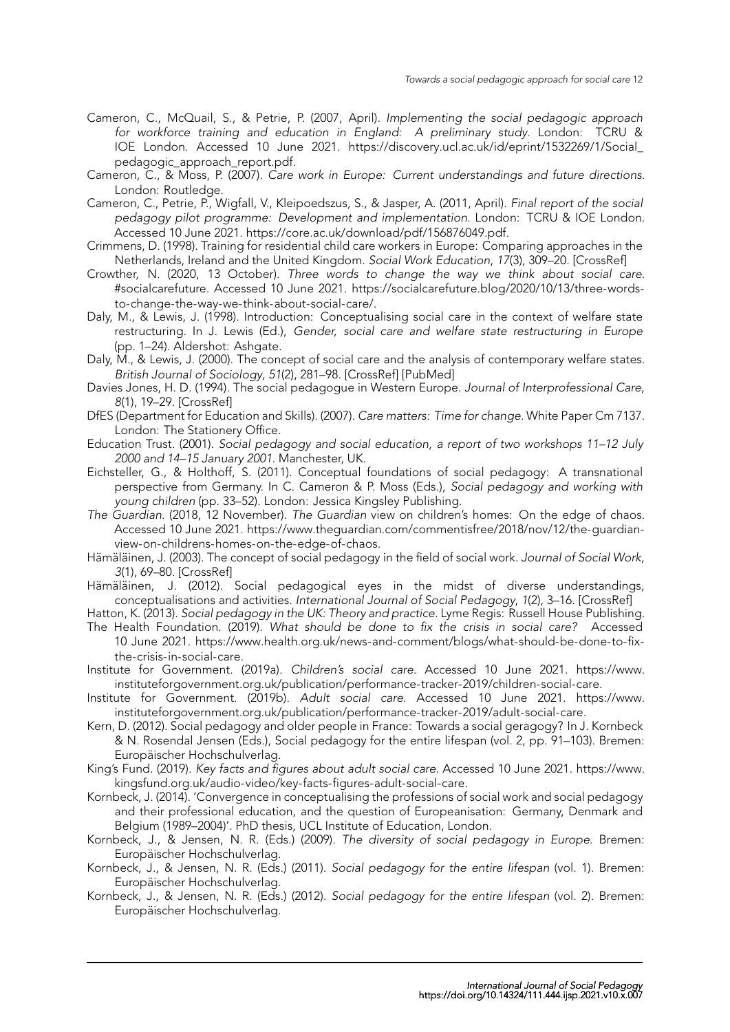Cameron, C., McQuail, S., & Petrie, P. (2007, April). *Implementing the social pedagogic approach for workforce training and education in England: A preliminary study*. London: TCRU & IOE London. Accessed 10 June 2021. https://discovery.ucl.ac.uk/id/eprint/1532269/1/Social_pedagogic_approach_report.pdf.

Cameron, C., & Moss, P. (2007). *Care work in Europe: Current understandings and future directions*. London: Routledge.

Cameron, C., Petrie, P., Wigfall, V., Kleipoedszus, S., & Jasper, A. (2011, April). *Final report of the social pedagogy pilot programme: Development and implementation*. London: TCRU & IOE London. Accessed 10 June 2021. https://core.ac.uk/download/pdf/156876049.pdf.

Crimmens, D. (1998). Training for residential child care workers in Europe: Comparing approaches in the Netherlands, Ireland and the United Kingdom. *Social Work Education*, *17*(3), 309–20. [CrossRef]

Crowther, N. (2020, 13 October). *Three words to change the way we think about social care*. #socialcarefuture. Accessed 10 June 2021. https://socialcarefuture.blog/2020/10/13/three-words-to-change-the-way-we-think-about-social-care/.

Daly, M., & Lewis, J. (1998). Introduction: Conceptualising social care in the context of welfare state restructuring. In J. Lewis (Ed.), *Gender, social care and welfare state restructuring in Europe* (pp. 1–24). Aldershot: Ashgate.

Daly, M., & Lewis, J. (2000). The concept of social care and the analysis of contemporary welfare states. *British Journal of Sociology*, *51*(2), 281–98. [CrossRef] [PubMed]

Davies Jones, H. D. (1994). The social pedagogue in Western Europe. *Journal of Interprofessional Care*, *8*(1), 19–29. [CrossRef]

DfES (Department for Education and Skills). (2007). *Care matters: Time for change*. White Paper Cm 7137. London: The Stationery Office.

Education Trust. (2001). *Social pedagogy and social education, a report of two workshops 11–12 July 2000 and 14–15 January 2001*. Manchester, UK.

Eichsteller, G., & Holthoff, S. (2011). Conceptual foundations of social pedagogy: A transnational perspective from Germany. In C. Cameron & P. Moss (Eds.), *Social pedagogy and working with young children* (pp. 33–52). London: Jessica Kingsley Publishing.

*The Guardian*. (2018, 12 November). *The Guardian view on children's homes: On the edge of chaos*. Accessed 10 June 2021. https://www.theguardian.com/commentisfree/2018/nov/12/the-guardian-view-on-childrens-homes-on-the-edge-of-chaos.

Hämäläinen, J. (2003). The concept of social pedagogy in the field of social work. *Journal of Social Work*, *3*(1), 69–80. [CrossRef]

Hämäläinen, J. (2012). Social pedagogical eyes in the midst of diverse understandings, conceptualisations and activities. *International Journal of Social Pedagogy*, *1*(2), 3–16. [CrossRef]

Hatton, K. (2013). *Social pedagogy in the UK: Theory and practice*. Lyme Regis: Russell House Publishing.

The Health Foundation. (2019). *What should be done to fix the crisis in social care?* Accessed 10 June 2021. https://www.health.org.uk/news-and-comment/blogs/what-should-be-done-to-fix-the-crisis-in-social-care.

Institute for Government. (2019a). *Children's social care*. Accessed 10 June 2021. https://www.instituteforgovernment.org.uk/publication/performance-tracker-2019/children-social-care.

Institute for Government. (2019b). *Adult social care*. Accessed 10 June 2021. https://www.instituteforgovernment.org.uk/publication/performance-tracker-2019/adult-social-care.

Kern, D. (2012). Social pedagogy and older people in France: Towards a social geragogy? In J. Kornbeck & N. Rosendal Jensen (Eds.), Social pedagogy for the entire lifespan (vol. 2, pp. 91–103). Bremen: Europäischer Hochschulverlag.

King's Fund. (2019). *Key facts and figures about adult social care*. Accessed 10 June 2021. https://www.kingsfund.org.uk/audio-video/key-facts-figures-adult-social-care.

Kornbeck, J. (2014). 'Convergence in conceptualising the professions of social work and social pedagogy and their professional education, and the question of Europeanisation: Germany, Denmark and Belgium (1989–2004)'. PhD thesis, UCL Institute of Education, London.

Kornbeck, J., & Jensen, N. R. (Eds.) (2009). *The diversity of social pedagogy in Europe*. Bremen: Europäischer Hochschulverlag.

Kornbeck, J., & Jensen, N. R. (Eds.) (2011). *Social pedagogy for the entire lifespan* (vol. 1). Bremen: Europäischer Hochschulverlag.

Kornbeck, J., & Jensen, N. R. (Eds.) (2012). *Social pedagogy for the entire lifespan* (vol. 2). Bremen: Europäischer Hochschulverlag.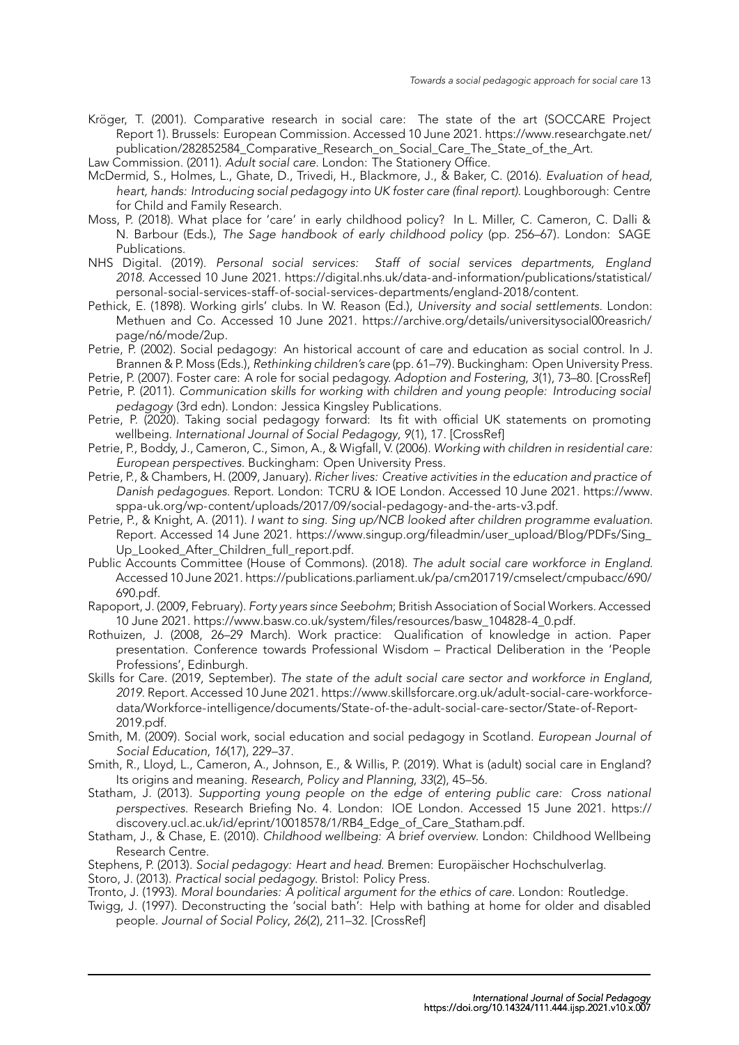Kröger, T. (2001). Comparative research in social care: The state of the art (SOCCARE Project Report 1). Brussels: European Commission. Accessed 10 June 2021. https://www.researchgate.net/publication/282852584_Comparative_Research_on_Social_Care_The_State_of_the_Art.

Law Commission. (2011). *Adult social care*. London: The Stationery Office.

McDermid, S., Holmes, L., Ghate, D., Trivedi, H., Blackmore, J., & Baker, C. (2016). *Evaluation of head, heart, hands: Introducing social pedagogy into UK foster care (final report)*. Loughborough: Centre for Child and Family Research.

Moss, P. (2018). What place for 'care' in early childhood policy? In L. Miller, C. Cameron, C. Dalli & N. Barbour (Eds.), *The Sage handbook of early childhood policy* (pp. 256–67). London: SAGE Publications.

NHS Digital. (2019). *Personal social services: Staff of social services departments, England 2018*. Accessed 10 June 2021. https://digital.nhs.uk/data-and-information/publications/statistical/personal-social-services-staff-of-social-services-departments/england-2018/content.

Pethick, E. (1898). Working girls' clubs. In W. Reason (Ed.), *University and social settlements*. London: Methuen and Co. Accessed 10 June 2021. https://archive.org/details/universitysocial00reasrich/page/n6/mode/2up.

Petrie, P. (2002). Social pedagogy: An historical account of care and education as social control. In J. Brannen & P. Moss (Eds.), *Rethinking children's care* (pp. 61–79). Buckingham: Open University Press.

Petrie, P. (2007). Foster care: A role for social pedagogy. *Adoption and Fostering*, *3*(1), 73–80. [CrossRef]

Petrie, P. (2011). *Communication skills for working with children and young people: Introducing social pedagogy* (3rd edn). London: Jessica Kingsley Publications.

Petrie, P. (2020). Taking social pedagogy forward: Its fit with official UK statements on promoting wellbeing. *International Journal of Social Pedagogy*, *9*(1), 17. [CrossRef]

Petrie, P., Boddy, J., Cameron, C., Simon, A., & Wigfall, V. (2006). *Working with children in residential care: European perspectives*. Buckingham: Open University Press.

Petrie, P., & Chambers, H. (2009, January). *Richer lives: Creative activities in the education and practice of Danish pedagogues*. Report. London: TCRU & IOE London. Accessed 10 June 2021. https://www.sppa-uk.org/wp-content/uploads/2017/09/social-pedagogy-and-the-arts-v3.pdf.

Petrie, P., & Knight, A. (2011). *I want to sing. Sing up/NCB looked after children programme evaluation*. Report. Accessed 14 June 2021. https://www.singup.org/fileadmin/user_upload/Blog/PDFs/Sing_Up_Looked_After_Children_full_report.pdf.

Public Accounts Committee (House of Commons). (2018). *The adult social care workforce in England*. Accessed 10 June 2021. https://publications.parliament.uk/pa/cm201719/cmselect/cmpubacc/690/690.pdf.

Rapoport, J. (2009, February). *Forty years since Seebohm*; British Association of Social Workers. Accessed 10 June 2021. https://www.basw.co.uk/system/files/resources/basw_104828-4_0.pdf.

Rothuizen, J. (2008, 26–29 March). Work practice: Qualification of knowledge in action. Paper presentation. Conference towards Professional Wisdom – Practical Deliberation in the 'People Professions', Edinburgh.

Skills for Care. (2019, September). *The state of the adult social care sector and workforce in England, 2019*. Report. Accessed 10 June 2021. https://www.skillsforcare.org.uk/adult-social-care-workforce-data/Workforce-intelligence/documents/State-of-the-adult-social-care-sector/State-of-Report-2019.pdf.

Smith, M. (2009). Social work, social education and social pedagogy in Scotland. *European Journal of Social Education*, *16*(17), 229–37.

Smith, R., Lloyd, L., Cameron, A., Johnson, E., & Willis, P. (2019). What is (adult) social care in England? Its origins and meaning. *Research, Policy and Planning*, *33*(2), 45–56.

Statham, J. (2013). *Supporting young people on the edge of entering public care: Cross national perspectives*. Research Briefing No. 4. London: IOE London. Accessed 15 June 2021. https://discovery.ucl.ac.uk/id/eprint/10018578/1/RB4_Edge_of_Care_Statham.pdf.

Statham, J., & Chase, E. (2010). *Childhood wellbeing: A brief overview*. London: Childhood Wellbeing Research Centre.

Stephens, P. (2013). *Social pedagogy: Heart and head*. Bremen: Europäischer Hochschulverlag.

Storo, J. (2013). *Practical social pedagogy*. Bristol: Policy Press.

Tronto, J. (1993). *Moral boundaries: A political argument for the ethics of care*. London: Routledge.

Twigg, J. (1997). Deconstructing the 'social bath': Help with bathing at home for older and disabled people. *Journal of Social Policy*, *26*(2), 211–32. [CrossRef]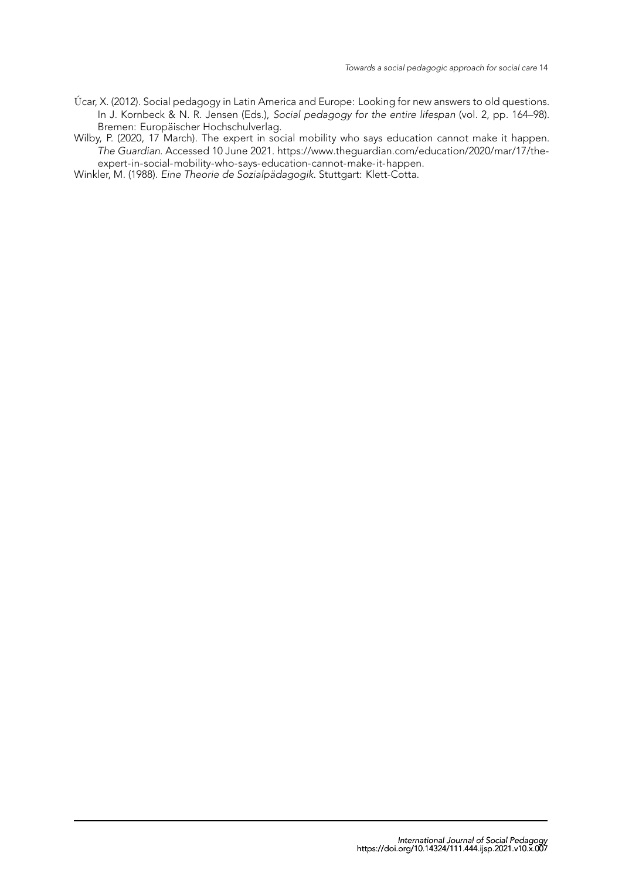Úcar, X. (2012). Social pedagogy in Latin America and Europe: Looking for new answers to old questions. In J. Kornbeck & N. R. Jensen (Eds.), *Social pedagogy for the entire lifespan* (vol. 2, pp. 164–98). Bremen: Europäischer Hochschulverlag.

Wilby, P. (2020, 17 March). The expert in social mobility who says education cannot make it happen. *The Guardian*. Accessed 10 June 2021. https://www.theguardian.com/education/2020/mar/17/the-expert-in-social-mobility-who-says-education-cannot-make-it-happen.

Winkler, M. (1988). *Eine Theorie de Sozialpädagogik*. Stuttgart: Klett-Cotta.